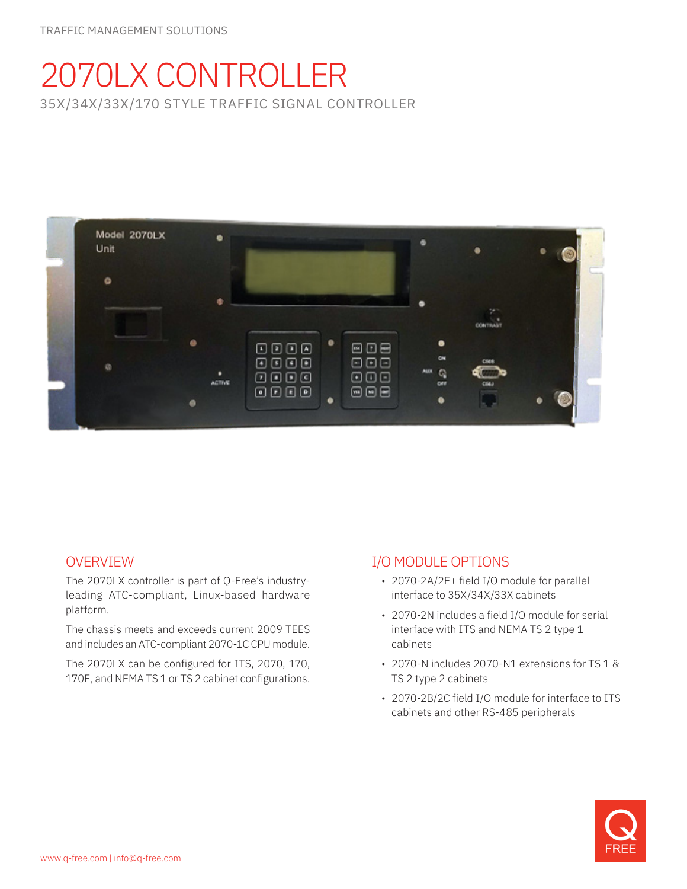TRAFFIC MANAGEMENT SOLUTIONS

# 2070LX CONTROLLER

35X/34X/33X/170 STYLE TRAFFIC SIGNAL CONTROLLER

## OVERVIEW

The 2070LX controller is part of Q-Free's industry-leading ATC-compliant, Linux-based hardware platform.

The chassis meets and exceeds current 2009 TEES and includes an ATC-compliant 2070-1C CPU module.

The 2070LX can be configured for ITS, 2070, 170, 170E, and NEMA TS 1 or TS 2 cabinet configurations.

## I/O MODULE OPTIONS

- 2070-2A/2E+ field I/O module for parallel interface to 35X/34X/33X cabinets
- 2070-2N includes a field I/O module for serial interface with ITS and NEMA TS 2 type 1 cabinets
- 2070-N includes 2070-N1 extensions for TS 1 & TS 2 type 2 cabinets
- 2070-2B/2C field I/O module for interface to ITS cabinets and other RS-485 peripherals

www.q-free.com | info@q-free.com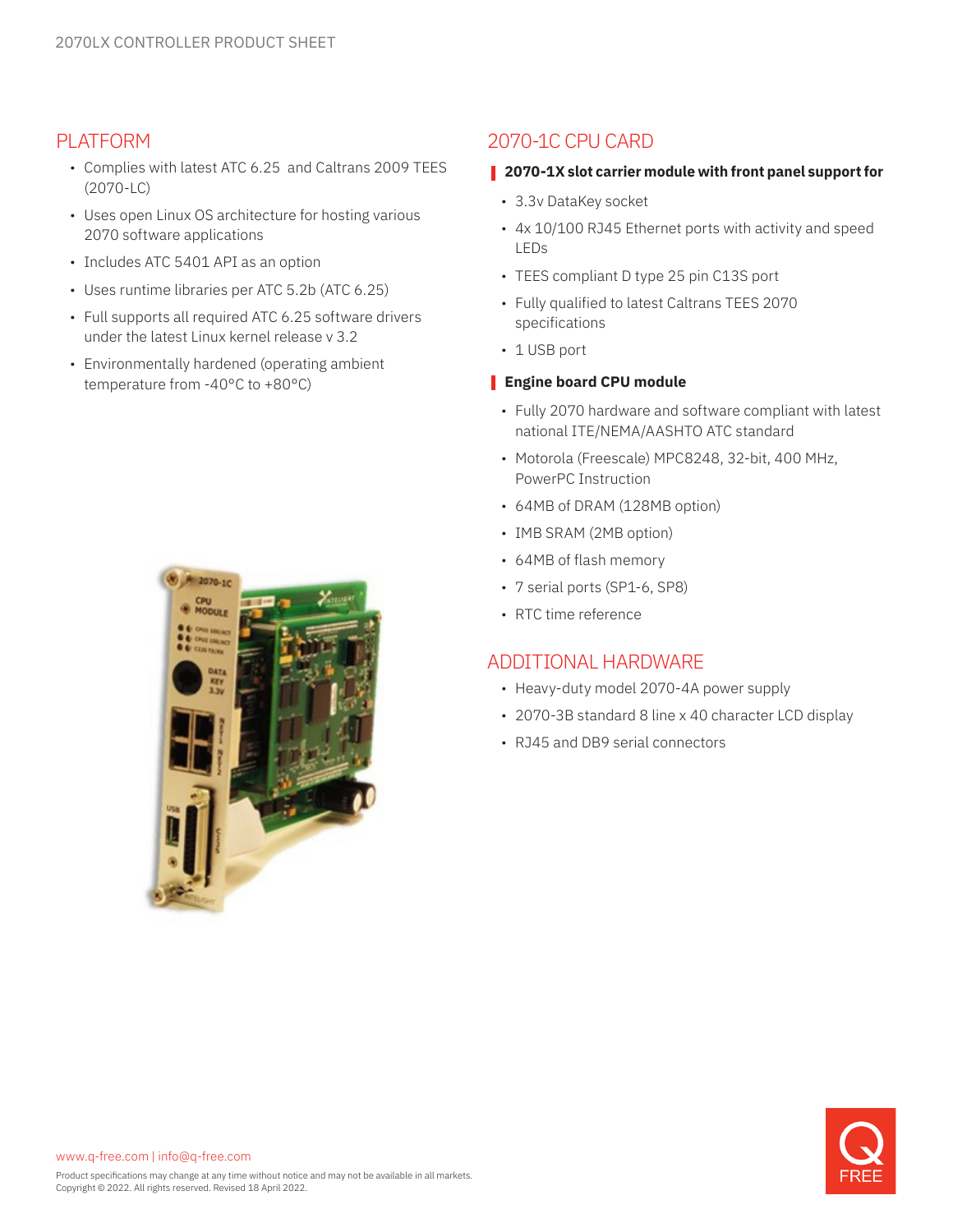## PLATFORM

- Complies with latest ATC 6.25  and Caltrans 2009 TEES (2070-LC)
- Uses open Linux OS architecture for hosting various 2070 software applications
- Includes ATC 5401 API as an option
- Uses runtime libraries per ATC 5.2b (ATC 6.25)
- Full supports all required ATC 6.25 software drivers under the latest Linux kernel release v 3.2
- Environmentally hardened (operating ambient temperature from -40°C to +80°C)

## 2070-1C CPU CARD

### 2070-1X slot carrier module with front panel support for

- 3.3v DataKey socket
- 4x 10/100 RJ45 Ethernet ports with activity and speed LEDs
- TEES compliant D type 25 pin C13S port
- Fully qualified to latest Caltrans TEES 2070 specifications
- 1 USB port

### Engine board CPU module

- Fully 2070 hardware and software compliant with latest national ITE/NEMA/AASHTO ATC standard
- Motorola (Freescale) MPC8248, 32-bit, 400 MHz, PowerPC Instruction
- 64MB of DRAM (128MB option)
- IMB SRAM (2MB option)
- 64MB of flash memory
- 7 serial ports (SP1-6, SP8)
- RTC time reference

## ADDITIONAL HARDWARE

- Heavy-duty model 2070-4A power supply
- 2070-3B standard 8 line x 40 character LCD display
- RJ45 and DB9 serial connectors

www.q-free.com | info@q-free.com

Product specifications may change at any time without notice and may not be available in all markets.
Copyright © 2022. All rights reserved. Revised 18 April 2022.